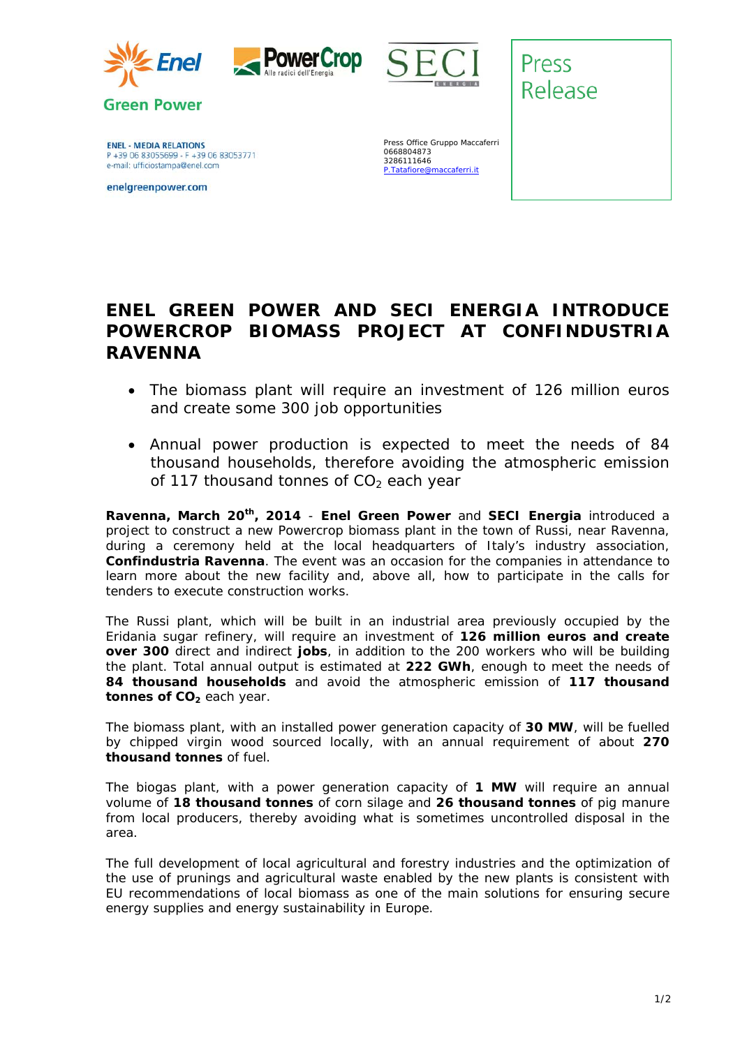Enel Green Power | PowerCrop – Alle radici dell'Energia | SECI Energia

**Press Release**

**ENEL - MEDIA RELATIONS**
P +39 06 83055699 - F +39 06 83053771
e-mail: ufficiostampa@enel.com

enelgreenpower.com

Press Office Gruppo Maccaferri
0668804873
3286111646
P.Tatafiore@maccaferri.it

# ENEL GREEN POWER AND SECI ENERGIA INTRODUCE POWERCROP BIOMASS PROJECT AT CONFINDUSTRIA RAVENNA

- The biomass plant will require an investment of 126 million euros and create some 300 job opportunities
- Annual power production is expected to meet the needs of 84 thousand households, therefore avoiding the atmospheric emission of 117 thousand tonnes of $CO_2$ each year

**Ravenna, March 20th, 2014** - **Enel Green Power** and **SECI Energia** introduced a project to construct a new Powercrop biomass plant in the town of Russi, near Ravenna, during a ceremony held at the local headquarters of Italy's industry association, **Confindustria Ravenna**. The event was an occasion for the companies in attendance to learn more about the new facility and, above all, how to participate in the calls for tenders to execute construction works.

The Russi plant, which will be built in an industrial area previously occupied by the Eridania sugar refinery, will require an investment of **126 million euros and create over 300** direct and indirect **jobs**, in addition to the 200 workers who will be building the plant. Total annual output is estimated at **222 GWh**, enough to meet the needs of **84 thousand households** and avoid the atmospheric emission of **117 thousand tonnes of $CO_2$** each year.

The biomass plant, with an installed power generation capacity of **30 MW**, will be fuelled by chipped virgin wood sourced locally, with an annual requirement of about **270 thousand tonnes** of fuel.

The biogas plant, with a power generation capacity of **1 MW** will require an annual volume of **18 thousand tonnes** of corn silage and **26 thousand tonnes** of pig manure from local producers, thereby avoiding what is sometimes uncontrolled disposal in the area.

The full development of local agricultural and forestry industries and the optimization of the use of prunings and agricultural waste enabled by the new plants is consistent with EU recommendations of local biomass as one of the main solutions for ensuring secure energy supplies and energy sustainability in Europe.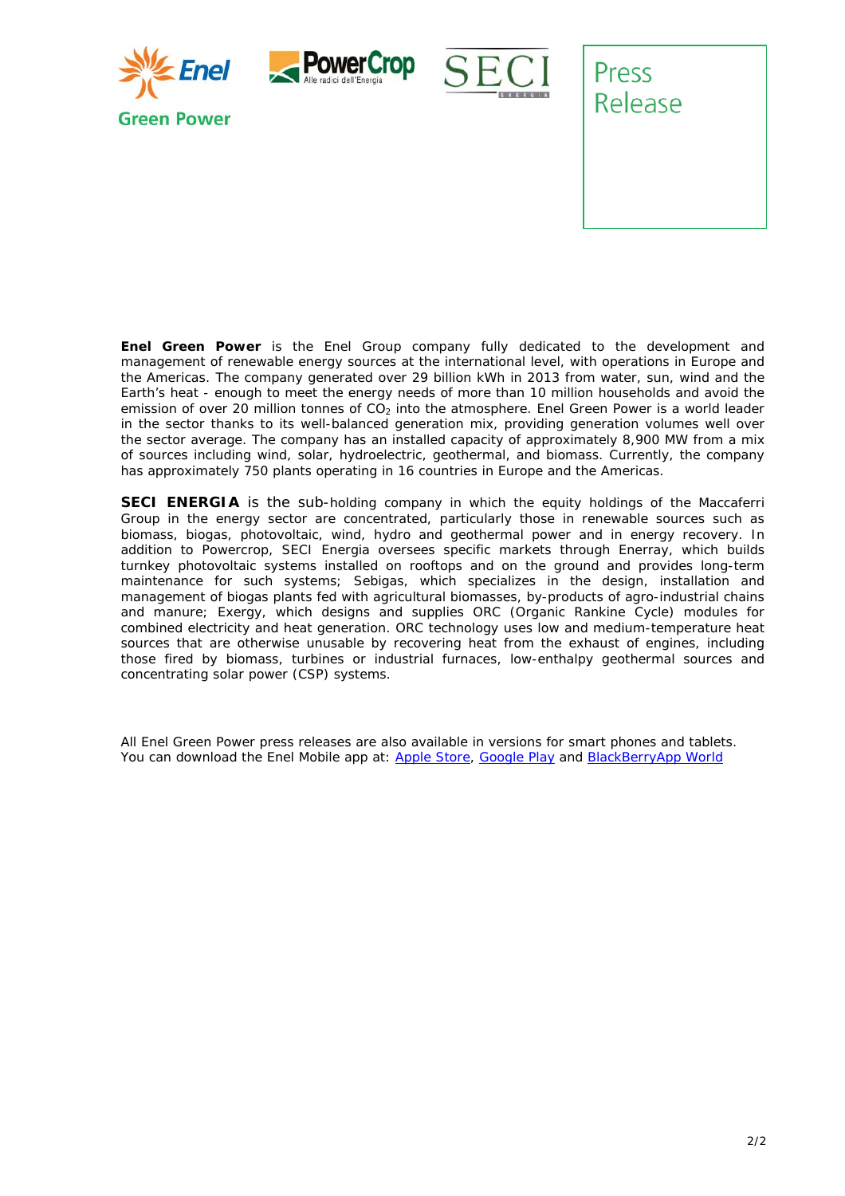Press Release

**Enel Green Power** is the Enel Group company fully dedicated to the development and management of renewable energy sources at the international level, with operations in Europe and the Americas. The company generated over 29 billion kWh in 2013 from water, sun, wind and the Earth's heat - enough to meet the energy needs of more than 10 million households and avoid the emission of over 20 million tonnes of $CO_2$ into the atmosphere. Enel Green Power is a world leader in the sector thanks to its well-balanced generation mix, providing generation volumes well over the sector average. The company has an installed capacity of approximately 8,900 MW from a mix of sources including wind, solar, hydroelectric, geothermal, and biomass. Currently, the company has approximately 750 plants operating in 16 countries in Europe and the Americas.

**SECI ENERGIA** is the sub-holding company in which the equity holdings of the Maccaferri Group in the energy sector are concentrated, particularly those in renewable sources such as biomass, biogas, photovoltaic, wind, hydro and geothermal power and in energy recovery. In addition to Powercrop, SECI Energia oversees specific markets through Enerray, which builds turnkey photovoltaic systems installed on rooftops and on the ground and provides long-term maintenance for such systems; Sebigas, which specializes in the design, installation and management of biogas plants fed with agricultural biomasses, by-products of agro-industrial chains and manure; Exergy, which designs and supplies ORC (Organic Rankine Cycle) modules for combined electricity and heat generation. ORC technology uses low and medium-temperature heat sources that are otherwise unusable by recovering heat from the exhaust of engines, including those fired by biomass, turbines or industrial furnaces, low-enthalpy geothermal sources and concentrating solar power (CSP) systems.

All Enel Green Power press releases are also available in versions for smart phones and tablets. You can download the Enel Mobile app at: Apple Store, Google Play and BlackBerryApp World